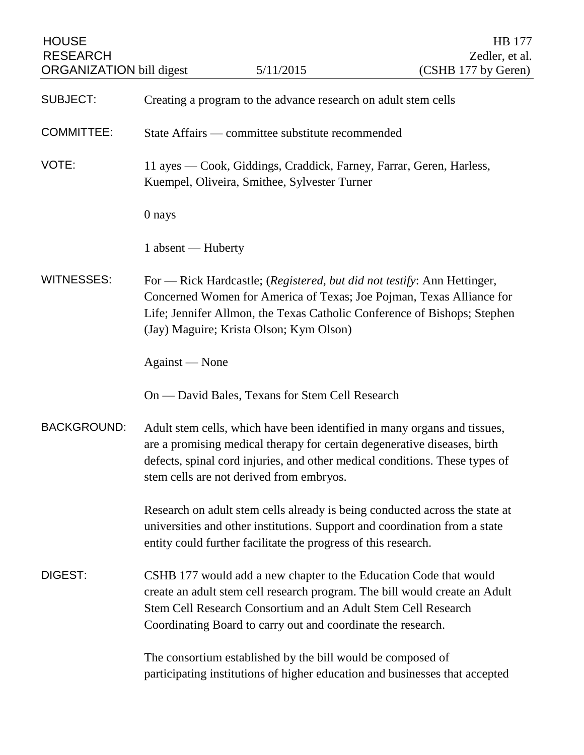HOUSE RESEARCH ORGANIZATION bill digest | 5/11/2015 | HB 177 Zedler, et al. (CSHB 177 by Geren)

**SUBJECT:** Creating a program to the advance research on adult stem cells

**COMMITTEE:** State Affairs — committee substitute recommended

**VOTE:** 11 ayes — Cook, Giddings, Craddick, Farney, Farrar, Geren, Harless, Kuempel, Oliveira, Smithee, Sylvester Turner

0 nays

1 absent — Huberty

**WITNESSES:** For — Rick Hardcastle; (*Registered, but did not testify*: Ann Hettinger, Concerned Women for America of Texas; Joe Pojman, Texas Alliance for Life; Jennifer Allmon, the Texas Catholic Conference of Bishops; Stephen (Jay) Maguire; Krista Olson; Kym Olson)

Against — None

On — David Bales, Texans for Stem Cell Research

**BACKGROUND:** Adult stem cells, which have been identified in many organs and tissues, are a promising medical therapy for certain degenerative diseases, birth defects, spinal cord injuries, and other medical conditions. These types of stem cells are not derived from embryos.

Research on adult stem cells already is being conducted across the state at universities and other institutions. Support and coordination from a state entity could further facilitate the progress of this research.

**DIGEST:** CSHB 177 would add a new chapter to the Education Code that would create an adult stem cell research program. The bill would create an Adult Stem Cell Research Consortium and an Adult Stem Cell Research Coordinating Board to carry out and coordinate the research.

The consortium established by the bill would be composed of participating institutions of higher education and businesses that accepted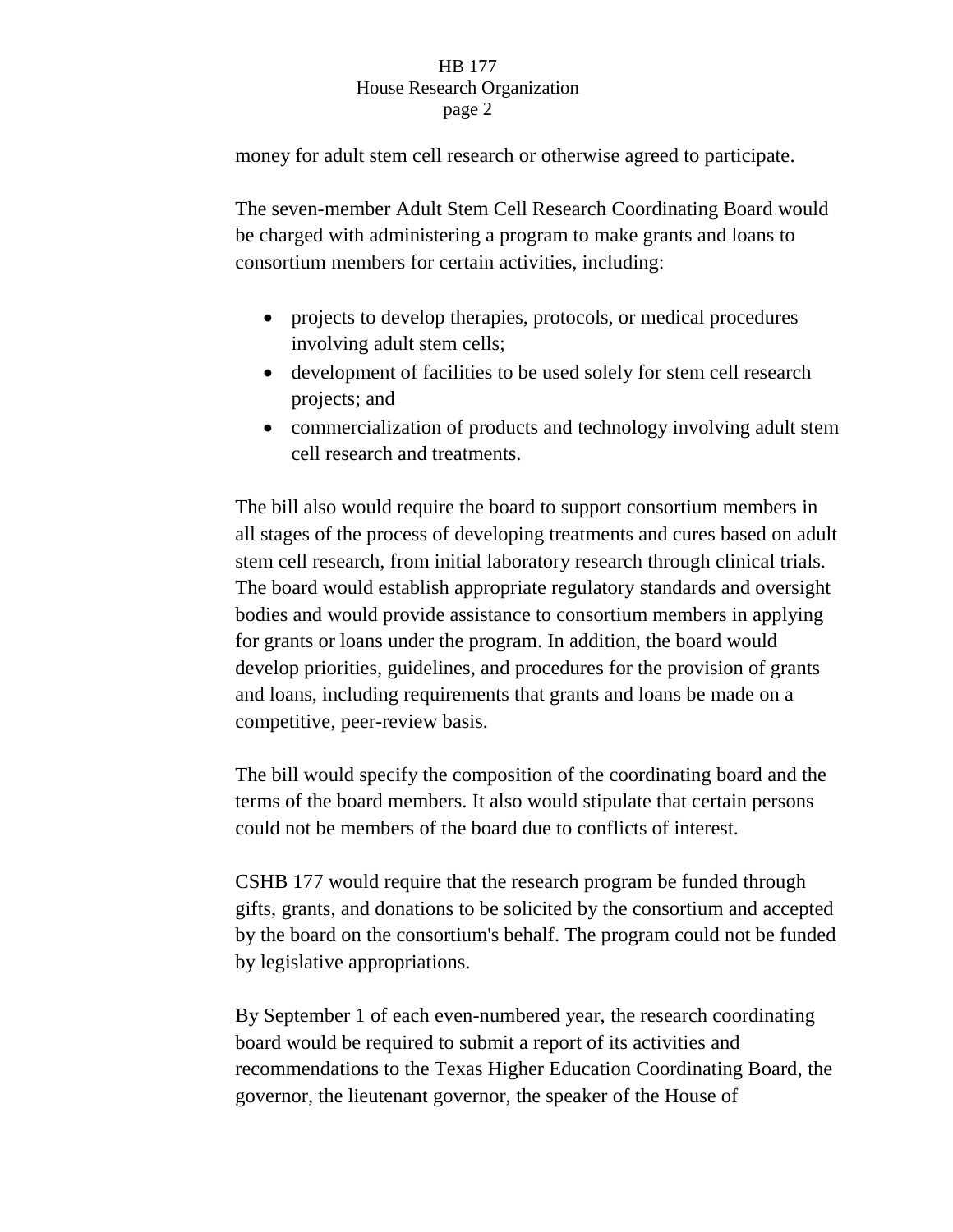money for adult stem cell research or otherwise agreed to participate.

The seven-member Adult Stem Cell Research Coordinating Board would be charged with administering a program to make grants and loans to consortium members for certain activities, including:

- projects to develop therapies, protocols, or medical procedures involving adult stem cells;
- development of facilities to be used solely for stem cell research projects; and
- commercialization of products and technology involving adult stem cell research and treatments.

The bill also would require the board to support consortium members in all stages of the process of developing treatments and cures based on adult stem cell research, from initial laboratory research through clinical trials. The board would establish appropriate regulatory standards and oversight bodies and would provide assistance to consortium members in applying for grants or loans under the program. In addition, the board would develop priorities, guidelines, and procedures for the provision of grants and loans, including requirements that grants and loans be made on a competitive, peer-review basis.

The bill would specify the composition of the coordinating board and the terms of the board members. It also would stipulate that certain persons could not be members of the board due to conflicts of interest.

CSHB 177 would require that the research program be funded through gifts, grants, and donations to be solicited by the consortium and accepted by the board on the consortium's behalf. The program could not be funded by legislative appropriations.

By September 1 of each even-numbered year, the research coordinating board would be required to submit a report of its activities and recommendations to the Texas Higher Education Coordinating Board, the governor, the lieutenant governor, the speaker of the House of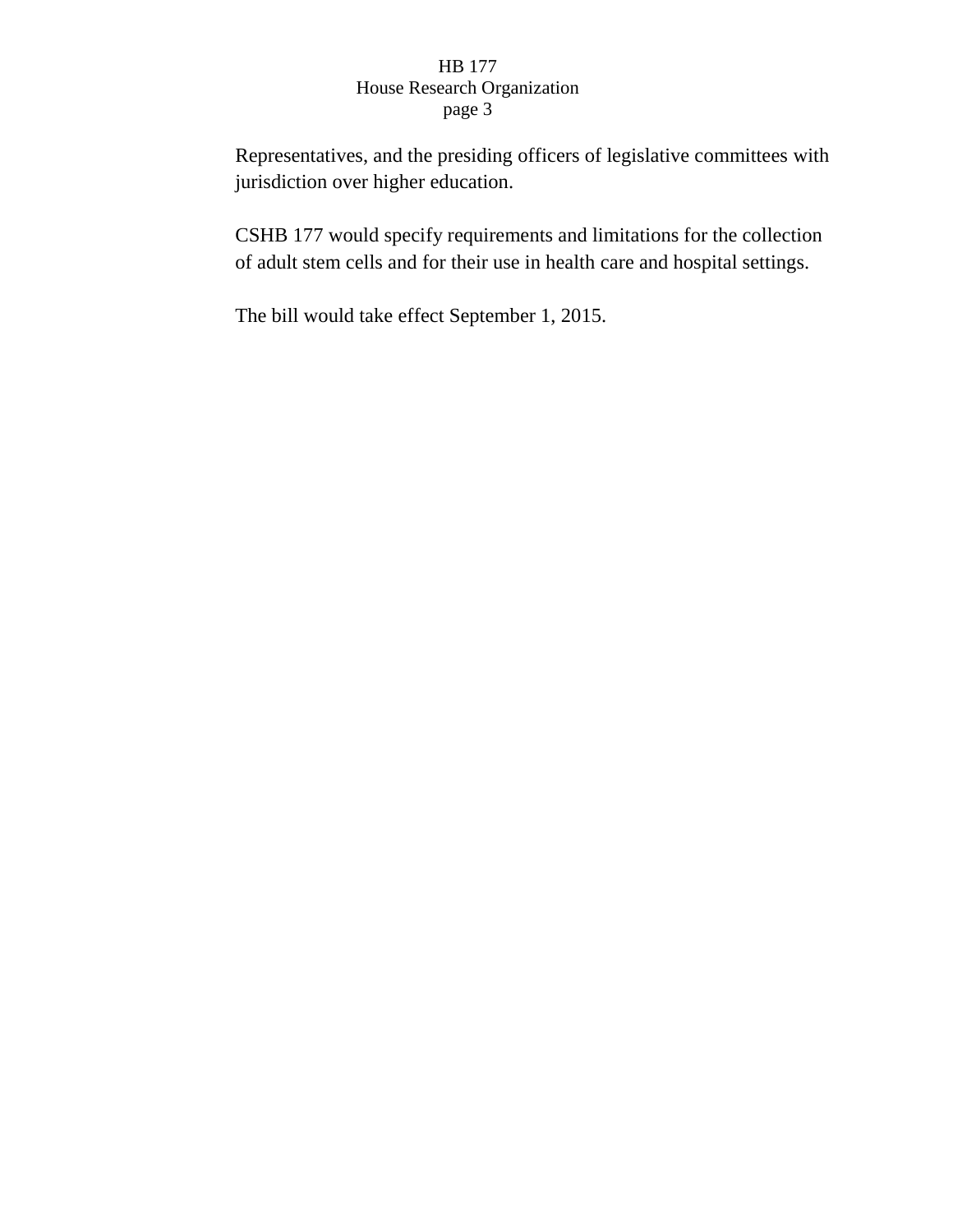Representatives, and the presiding officers of legislative committees with jurisdiction over higher education.

CSHB 177 would specify requirements and limitations for the collection of adult stem cells and for their use in health care and hospital settings.

The bill would take effect September 1, 2015.